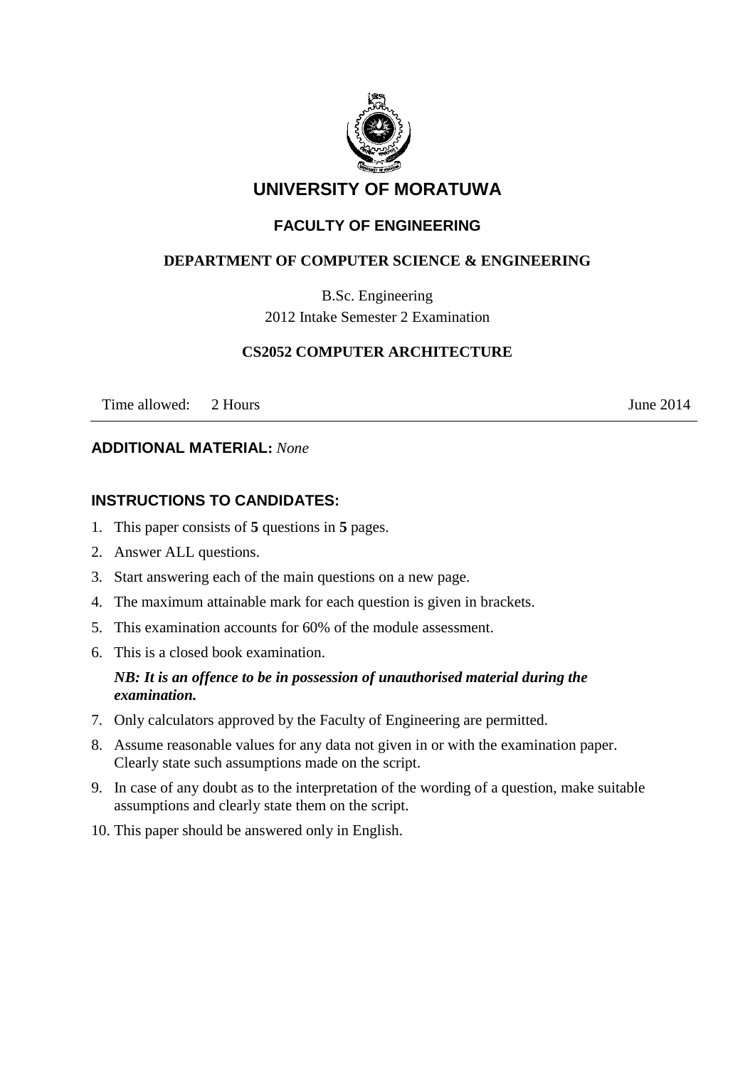# UNIVERSITY OF MORATUWA

## FACULTY OF ENGINEERING

### DEPARTMENT OF COMPUTER SCIENCE & ENGINEERING

B.Sc. Engineering

2012 Intake Semester 2 Examination

**CS2052 COMPUTER ARCHITECTURE**

Time allowed: 2 Hours June 2014

---

**ADDITIONAL MATERIAL:** *None*

**INSTRUCTIONS TO CANDIDATES:**

1. This paper consists of **5** questions in **5** pages.
2. Answer ALL questions.
3. Start answering each of the main questions on a new page.
4. The maximum attainable mark for each question is given in brackets.
5. This examination accounts for 60% of the module assessment.
6. This is a closed book examination.

   ***NB: It is an offence to be in possession of unauthorised material during the examination.***
7. Only calculators approved by the Faculty of Engineering are permitted.
8. Assume reasonable values for any data not given in or with the examination paper. Clearly state such assumptions made on the script.
9. In case of any doubt as to the interpretation of the wording of a question, make suitable assumptions and clearly state them on the script.
10. This paper should be answered only in English.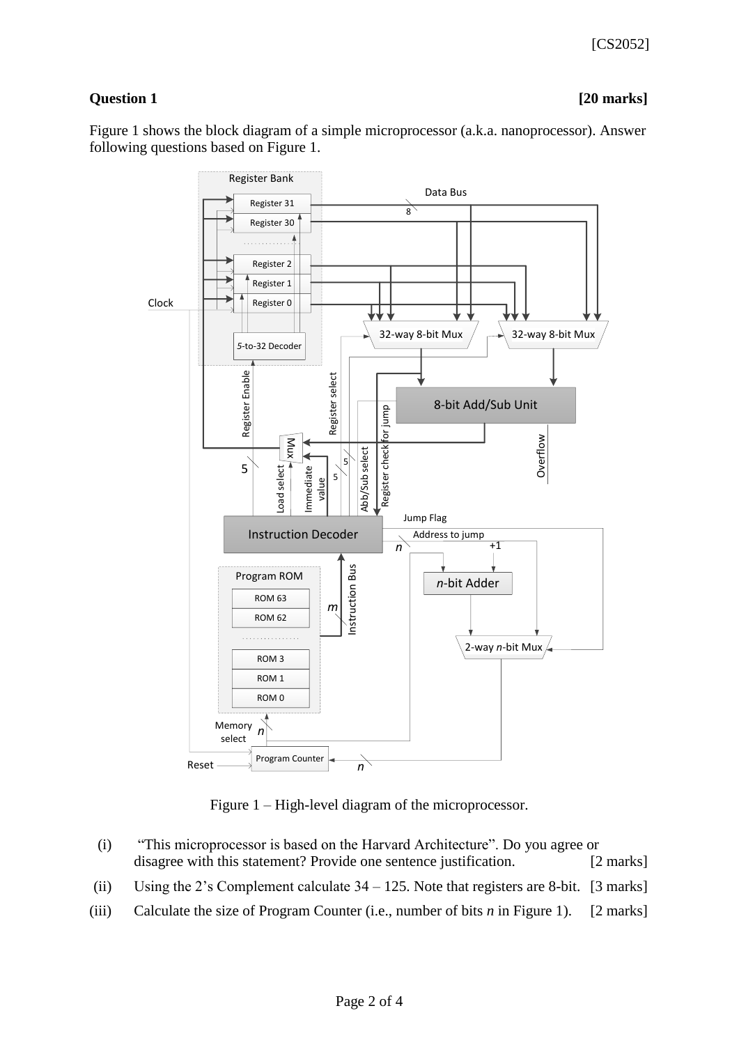**Question 1** **[20 marks]**

Figure 1 shows the block diagram of a simple microprocessor (a.k.a. nanoprocessor). Answer following questions based on Figure 1.

Figure 1 – High-level diagram of the microprocessor.

(i) "This microprocessor is based on the Harvard Architecture". Do you agree or disagree with this statement? Provide one sentence justification. [2 marks]

(ii) Using the 2's Complement calculate 34 – 125. Note that registers are 8-bit. [3 marks]

(iii) Calculate the size of Program Counter (i.e., number of bits $n$ in Figure 1). [2 marks]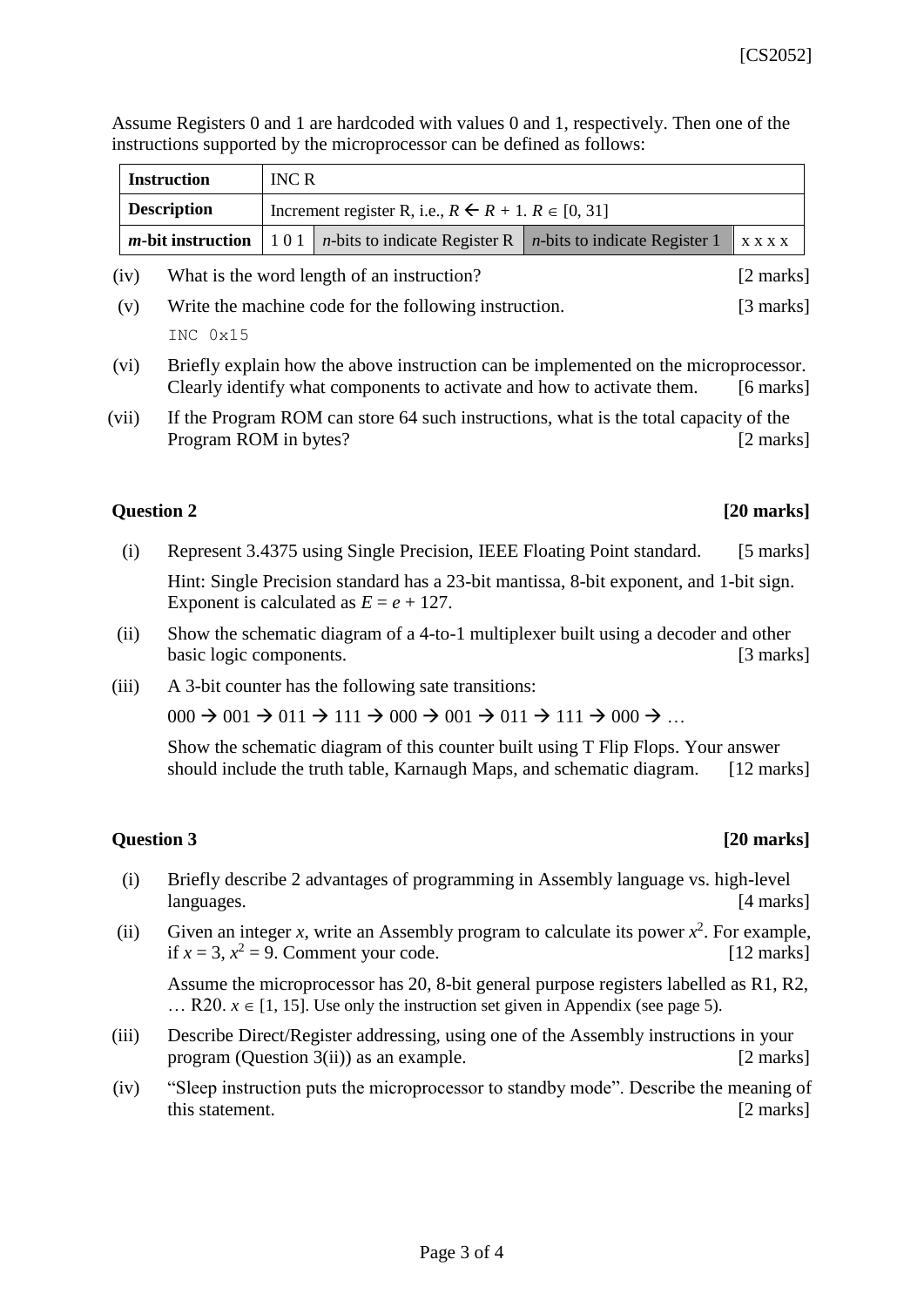Assume Registers 0 and 1 are hardcoded with values 0 and 1, respectively. Then one of the instructions supported by the microprocessor can be defined as follows:

| **Instruction** | INC R | | | |
|---|---|---|---|---|
| **Description** | Increment register R, i.e., $R \leftarrow R + 1$. $R \in [0, 31]$ | | | |
| ***m*-bit instruction** | 1 0 1 | *n*-bits to indicate Register R | *n*-bits to indicate Register 1 | x x x x |

(iv) What is the word length of an instruction? [2 marks]

(v) Write the machine code for the following instruction. [3 marks]

```
INC 0x15
```

(vi) Briefly explain how the above instruction can be implemented on the microprocessor. Clearly identify what components to activate and how to activate them. [6 marks]

(vii) If the Program ROM can store 64 such instructions, what is the total capacity of the Program ROM in bytes? [2 marks]

## Question 2 [20 marks]

(i) Represent 3.4375 using Single Precision, IEEE Floating Point standard. [5 marks]

Hint: Single Precision standard has a 23-bit mantissa, 8-bit exponent, and 1-bit sign. Exponent is calculated as $E = e + 127$.

(ii) Show the schematic diagram of a 4-to-1 multiplexer built using a decoder and other basic logic components. [3 marks]

(iii) A 3-bit counter has the following sate transitions:

000 → 001 → 011 → 111 → 000 → 001 → 011 → 111 → 000 → …

Show the schematic diagram of this counter built using T Flip Flops. Your answer should include the truth table, Karnaugh Maps, and schematic diagram. [12 marks]

## Question 3 [20 marks]

(i) Briefly describe 2 advantages of programming in Assembly language vs. high-level languages. [4 marks]

(ii) Given an integer $x$, write an Assembly program to calculate its power $x^2$. For example, if $x = 3$, $x^2 = 9$. Comment your code. [12 marks]

Assume the microprocessor has 20, 8-bit general purpose registers labelled as R1, R2, … R20. $x \in [1, 15]$. Use only the instruction set given in Appendix (see page 5).

(iii) Describe Direct/Register addressing, using one of the Assembly instructions in your program (Question 3(ii)) as an example. [2 marks]

(iv) "Sleep instruction puts the microprocessor to standby mode". Describe the meaning of this statement. [2 marks]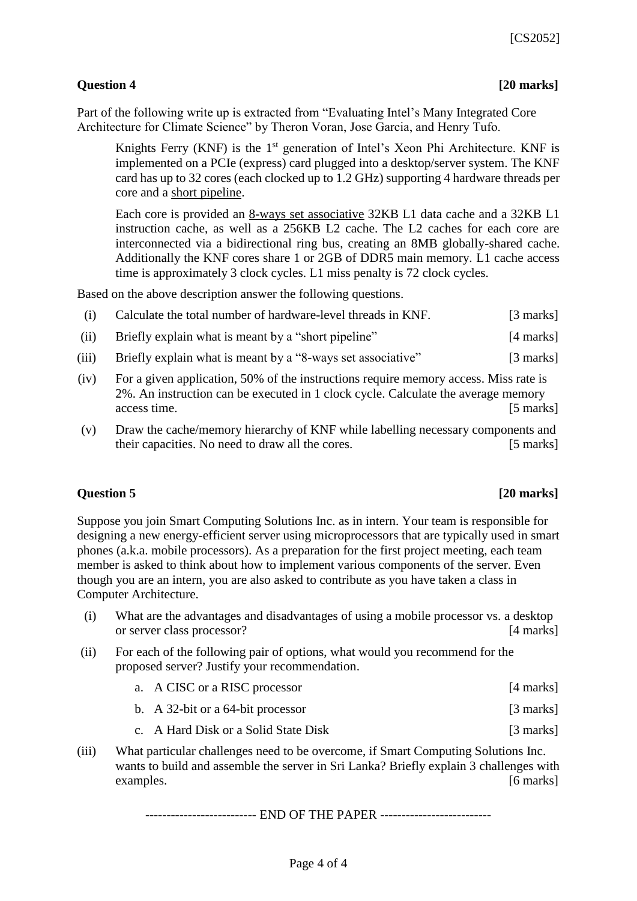**Question 4 [20 marks]**

Part of the following write up is extracted from "Evaluating Intel's Many Integrated Core Architecture for Climate Science" by Theron Voran, Jose Garcia, and Henry Tufo.

> Knights Ferry (KNF) is the 1st generation of Intel's Xeon Phi Architecture. KNF is implemented on a PCIe (express) card plugged into a desktop/server system. The KNF card has up to 32 cores (each clocked up to 1.2 GHz) supporting 4 hardware threads per core and a <u>short pipeline</u>.
>
> Each core is provided an <u>8-ways set associative</u> 32KB L1 data cache and a 32KB L1 instruction cache, as well as a 256KB L2 cache. The L2 caches for each core are interconnected via a bidirectional ring bus, creating an 8MB globally-shared cache. Additionally the KNF cores share 1 or 2GB of DDR5 main memory. L1 cache access time is approximately 3 clock cycles. L1 miss penalty is 72 clock cycles.

Based on the above description answer the following questions.

(i) Calculate the total number of hardware-level threads in KNF. [3 marks]

(ii) Briefly explain what is meant by a "short pipeline" [4 marks]

(iii) Briefly explain what is meant by a "8-ways set associative" [3 marks]

(iv) For a given application, 50% of the instructions require memory access. Miss rate is 2%. An instruction can be executed in 1 clock cycle. Calculate the average memory access time. [5 marks]

(v) Draw the cache/memory hierarchy of KNF while labelling necessary components and their capacities. No need to draw all the cores. [5 marks]

**Question 5 [20 marks]**

Suppose you join Smart Computing Solutions Inc. as in intern. Your team is responsible for designing a new energy-efficient server using microprocessors that are typically used in smart phones (a.k.a. mobile processors). As a preparation for the first project meeting, each team member is asked to think about how to implement various components of the server. Even though you are an intern, you are also asked to contribute as you have taken a class in Computer Architecture.

(i) What are the advantages and disadvantages of using a mobile processor vs. a desktop or server class processor? [4 marks]

(ii) For each of the following pair of options, what would you recommend for the proposed server? Justify your recommendation.

   a. A CISC or a RISC processor [4 marks]

   b. A 32-bit or a 64-bit processor [3 marks]

   c. A Hard Disk or a Solid State Disk [3 marks]

(iii) What particular challenges need to be overcome, if Smart Computing Solutions Inc. wants to build and assemble the server in Sri Lanka? Briefly explain 3 challenges with examples. [6 marks]

-------------------------- END OF THE PAPER --------------------------